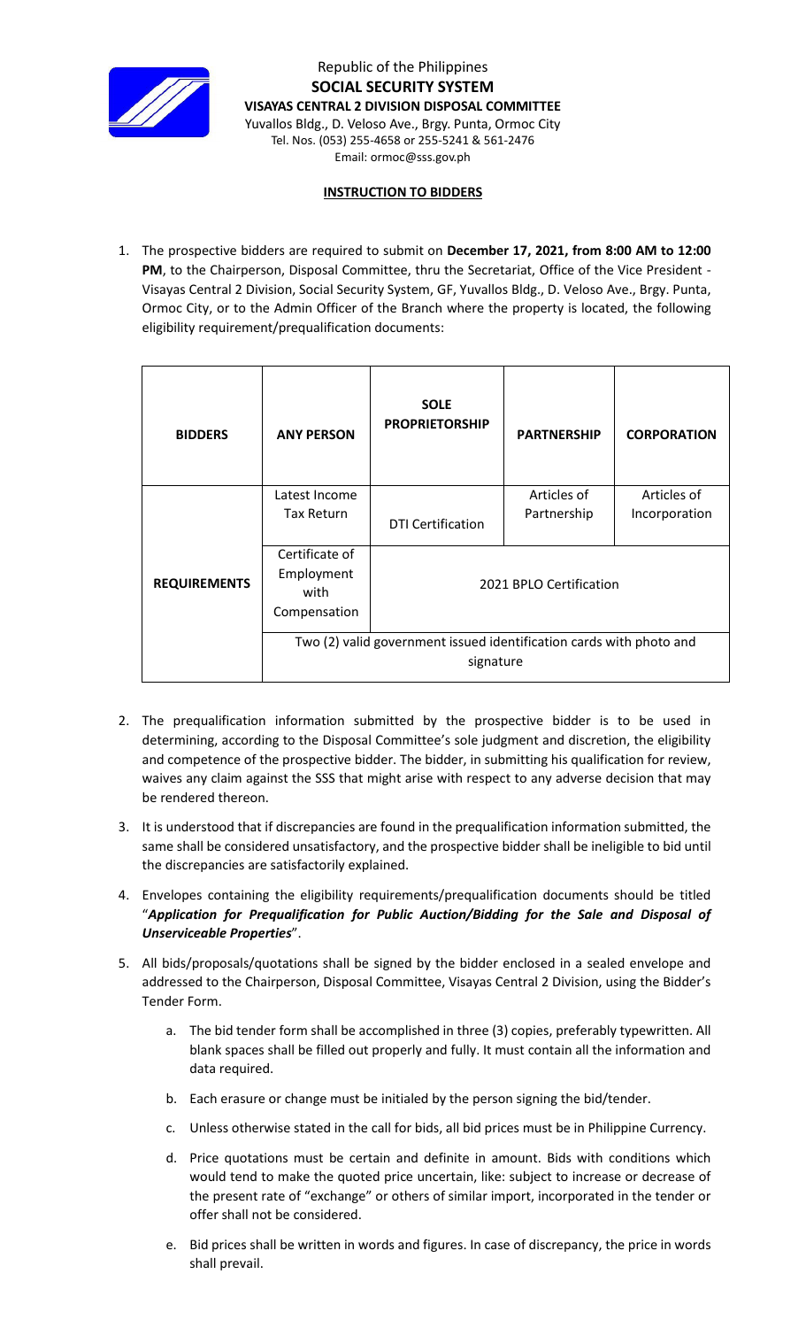Republic of the Philippines

**SOCIAL SECURITY SYSTEM**

**VISAYAS CENTRAL 2 DIVISION DISPOSAL COMMITTEE**

Yuvallos Bldg., D. Veloso Ave., Brgy. Punta, Ormoc City

Tel. Nos. (053) 255-4658 or 255-5241 & 561-2476

Email: ormoc@sss.gov.ph

## INSTRUCTION TO BIDDERS

1. The prospective bidders are required to submit on **December 17, 2021, from 8:00 AM to 12:00 PM**, to the Chairperson, Disposal Committee, thru the Secretariat, Office of the Vice President - Visayas Central 2 Division, Social Security System, GF, Yuvallos Bldg., D. Veloso Ave., Brgy. Punta, Ormoc City, or to the Admin Officer of the Branch where the property is located, the following eligibility requirement/prequalification documents:

| **BIDDERS** | **ANY PERSON** | **SOLE PROPRIETORSHIP** | **PARTNERSHIP** | **CORPORATION** |
|---|---|---|---|---|
| **REQUIREMENTS** | Latest Income Tax Return | DTI Certification | Articles of Partnership | Articles of Incorporation |
| | Certificate of Employment with Compensation | 2021 BPLO Certification | | |
| | Two (2) valid government issued identification cards with photo and signature | | | |

2. The prequalification information submitted by the prospective bidder is to be used in determining, according to the Disposal Committee's sole judgment and discretion, the eligibility and competence of the prospective bidder. The bidder, in submitting his qualification for review, waives any claim against the SSS that might arise with respect to any adverse decision that may be rendered thereon.

3. It is understood that if discrepancies are found in the prequalification information submitted, the same shall be considered unsatisfactory, and the prospective bidder shall be ineligible to bid until the discrepancies are satisfactorily explained.

4. Envelopes containing the eligibility requirements/prequalification documents should be titled "***Application for Prequalification for Public Auction/Bidding for the Sale and Disposal of Unserviceable Properties***".

5. All bids/proposals/quotations shall be signed by the bidder enclosed in a sealed envelope and addressed to the Chairperson, Disposal Committee, Visayas Central 2 Division, using the Bidder's Tender Form.

    a. The bid tender form shall be accomplished in three (3) copies, preferably typewritten. All blank spaces shall be filled out properly and fully. It must contain all the information and data required.

    b. Each erasure or change must be initialed by the person signing the bid/tender.

    c. Unless otherwise stated in the call for bids, all bid prices must be in Philippine Currency.

    d. Price quotations must be certain and definite in amount. Bids with conditions which would tend to make the quoted price uncertain, like: subject to increase or decrease of the present rate of "exchange" or others of similar import, incorporated in the tender or offer shall not be considered.

    e. Bid prices shall be written in words and figures. In case of discrepancy, the price in words shall prevail.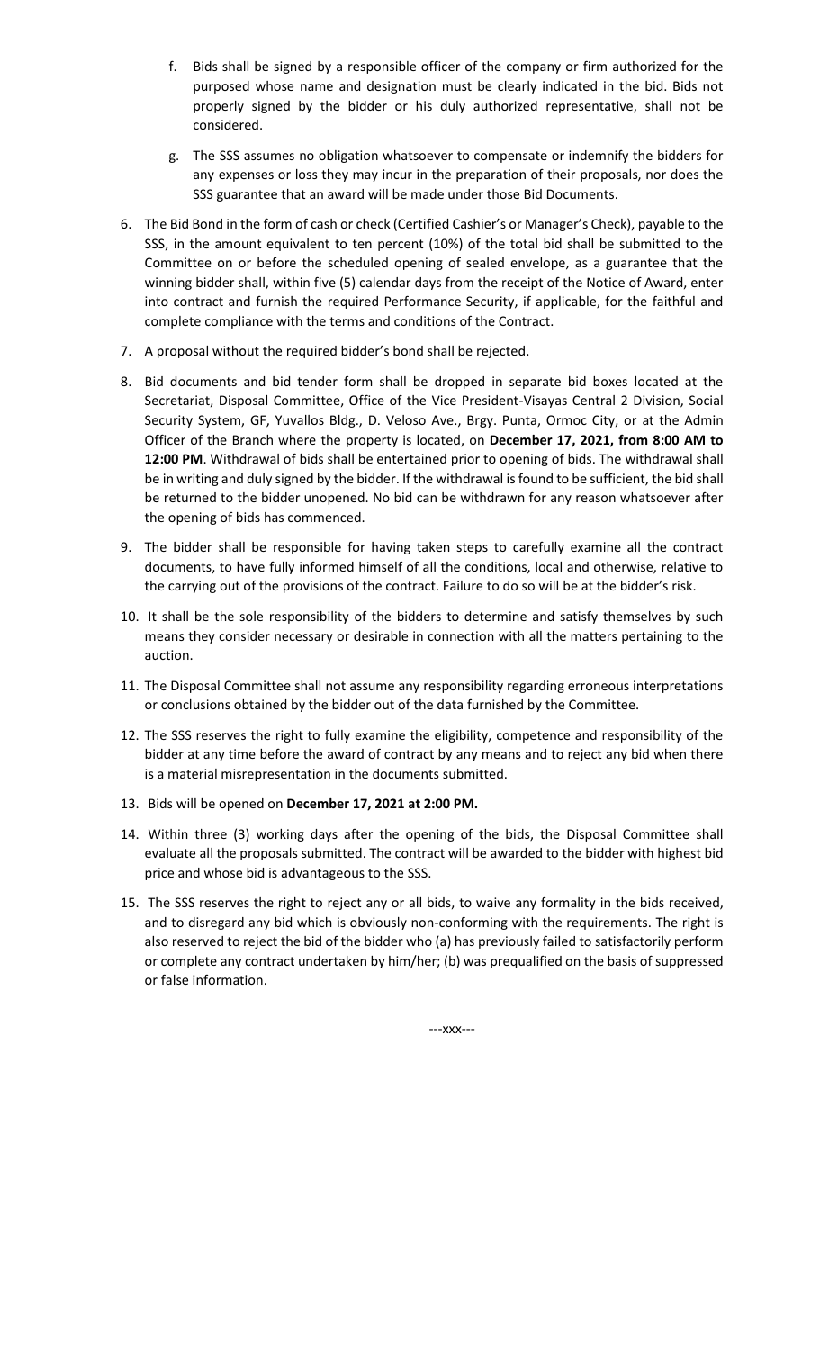f. Bids shall be signed by a responsible officer of the company or firm authorized for the purposed whose name and designation must be clearly indicated in the bid. Bids not properly signed by the bidder or his duly authorized representative, shall not be considered.

g. The SSS assumes no obligation whatsoever to compensate or indemnify the bidders for any expenses or loss they may incur in the preparation of their proposals, nor does the SSS guarantee that an award will be made under those Bid Documents.

6. The Bid Bond in the form of cash or check (Certified Cashier's or Manager's Check), payable to the SSS, in the amount equivalent to ten percent (10%) of the total bid shall be submitted to the Committee on or before the scheduled opening of sealed envelope, as a guarantee that the winning bidder shall, within five (5) calendar days from the receipt of the Notice of Award, enter into contract and furnish the required Performance Security, if applicable, for the faithful and complete compliance with the terms and conditions of the Contract.

7. A proposal without the required bidder's bond shall be rejected.

8. Bid documents and bid tender form shall be dropped in separate bid boxes located at the Secretariat, Disposal Committee, Office of the Vice President-Visayas Central 2 Division, Social Security System, GF, Yuvallos Bldg., D. Veloso Ave., Brgy. Punta, Ormoc City, or at the Admin Officer of the Branch where the property is located, on **December 17, 2021, from 8:00 AM to 12:00 PM**. Withdrawal of bids shall be entertained prior to opening of bids. The withdrawal shall be in writing and duly signed by the bidder. If the withdrawal is found to be sufficient, the bid shall be returned to the bidder unopened. No bid can be withdrawn for any reason whatsoever after the opening of bids has commenced.

9. The bidder shall be responsible for having taken steps to carefully examine all the contract documents, to have fully informed himself of all the conditions, local and otherwise, relative to the carrying out of the provisions of the contract. Failure to do so will be at the bidder's risk.

10. It shall be the sole responsibility of the bidders to determine and satisfy themselves by such means they consider necessary or desirable in connection with all the matters pertaining to the auction.

11. The Disposal Committee shall not assume any responsibility regarding erroneous interpretations or conclusions obtained by the bidder out of the data furnished by the Committee.

12. The SSS reserves the right to fully examine the eligibility, competence and responsibility of the bidder at any time before the award of contract by any means and to reject any bid when there is a material misrepresentation in the documents submitted.

13. Bids will be opened on **December 17, 2021 at 2:00 PM.**

14. Within three (3) working days after the opening of the bids, the Disposal Committee shall evaluate all the proposals submitted. The contract will be awarded to the bidder with highest bid price and whose bid is advantageous to the SSS.

15. The SSS reserves the right to reject any or all bids, to waive any formality in the bids received, and to disregard any bid which is obviously non-conforming with the requirements. The right is also reserved to reject the bid of the bidder who (a) has previously failed to satisfactorily perform or complete any contract undertaken by him/her; (b) was prequalified on the basis of suppressed or false information.

---xxx---